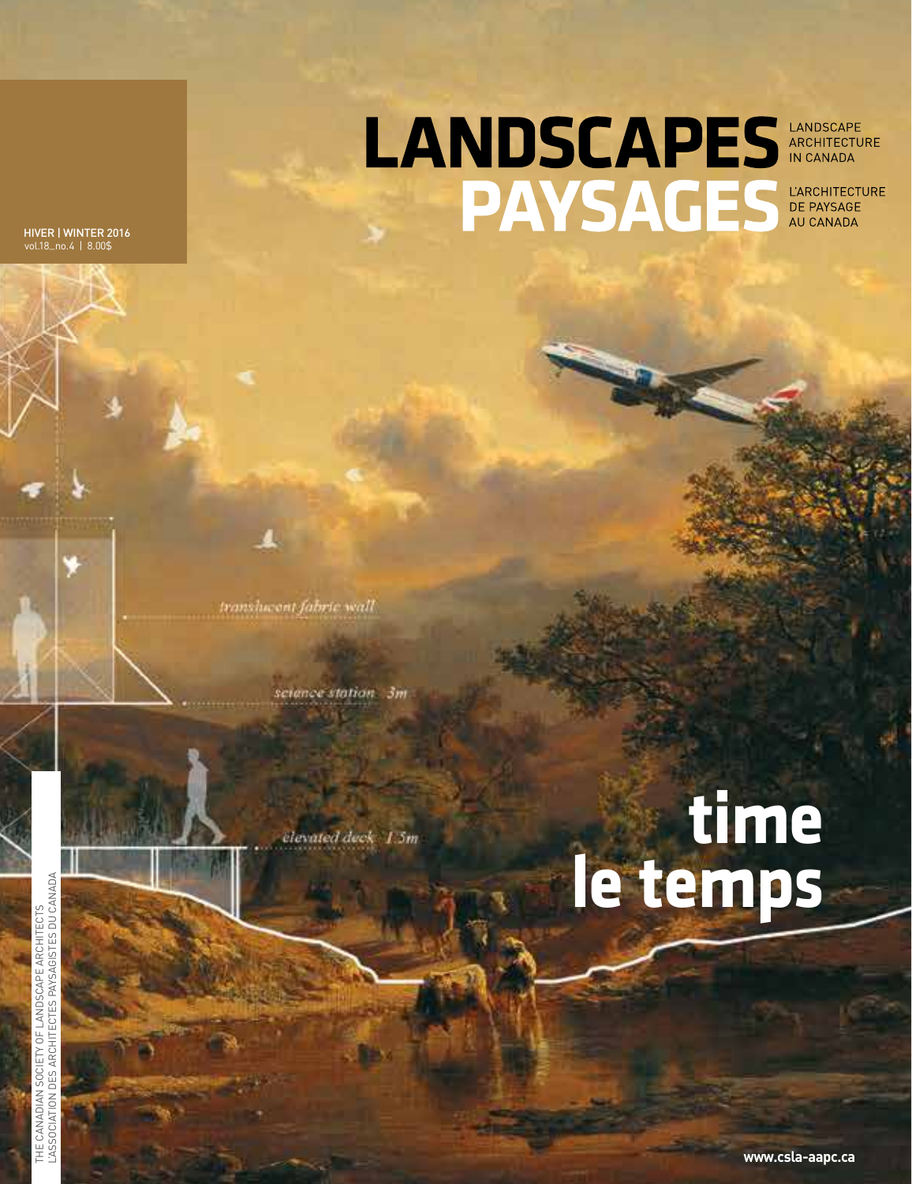# LANDSCAPES PAYSAGES

LANDSCAPE ARCHITECTURE IN CANADA

L'ARCHITECTURE DE PAYSAGE AU CANADA

HIVER | WINTER 2016
vol.18_no.4 | 8.00$

translucent fabric wall

science station 3m

elevated deck 1.5m

# time
# le temps

THE CANADIAN SOCIETY OF LANDSCAPE ARCHITECTS
L'ASSOCIATION DES ARCHITECTES PAYSAGISTES DU CANADA

www.csla-aapc.ca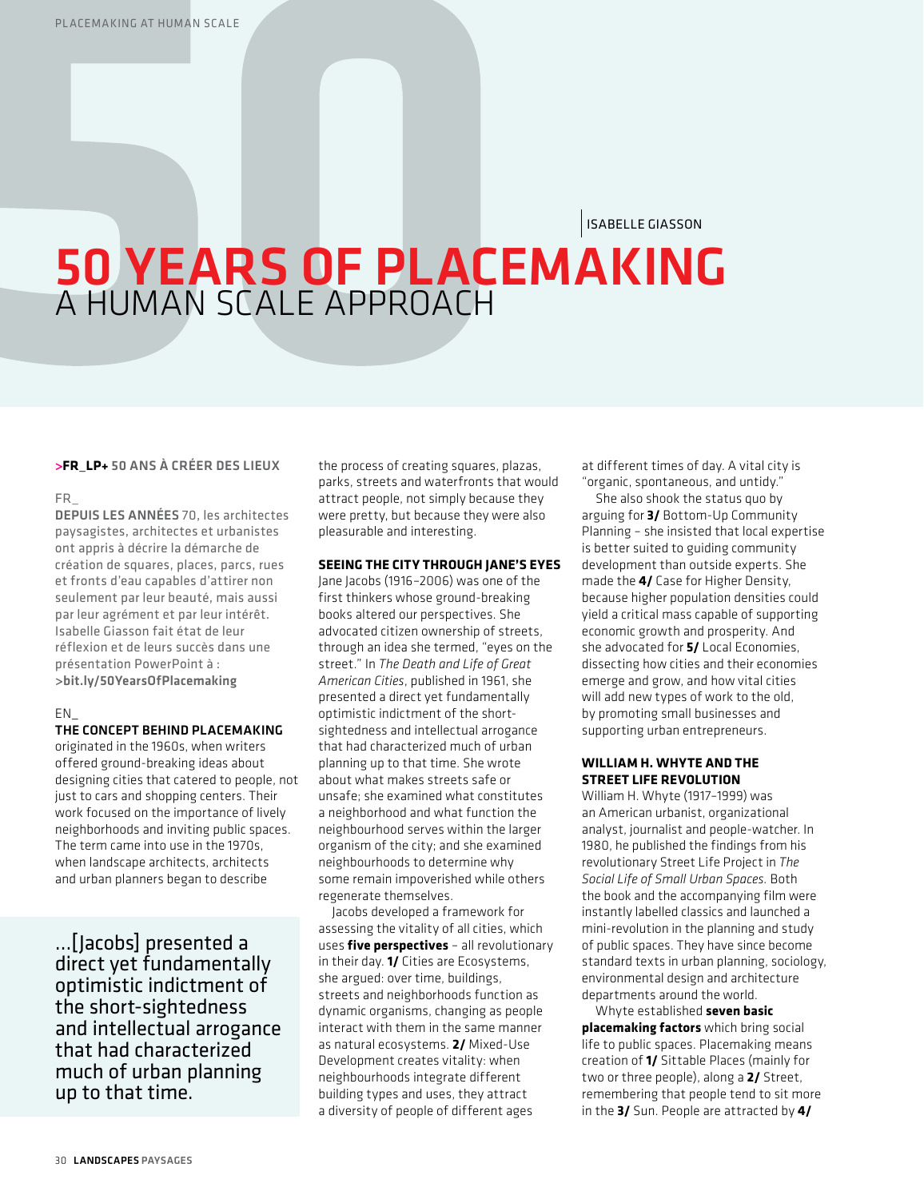ISABELLE GIASSON

# 50 YEARS OF PLACEMAKING
## A HUMAN SCALE APPROACH

**>FR_LP+** 50 ANS À CRÉER DES LIEUX

FR_

**DEPUIS LES ANNÉES** 70, les architectes paysagistes, architectes et urbanistes ont appris à décrire la démarche de création de squares, places, parcs, rues et fronts d'eau capables d'attirer non seulement par leur beauté, mais aussi par leur agrément et par leur intérêt. Isabelle Giasson fait état de leur réflexion et de leurs succès dans une présentation PowerPoint à : **>bit.ly/50YearsOfPlacemaking**

EN_

**THE CONCEPT BEHIND PLACEMAKING** originated in the 1960s, when writers offered ground-breaking ideas about designing cities that catered to people, not just to cars and shopping centers. Their work focused on the importance of lively neighborhoods and inviting public spaces. The term came into use in the 1970s, when landscape architects, architects and urban planners began to describe the process of creating squares, plazas, parks, streets and waterfronts that would attract people, not simply because they were pretty, but because they were also pleasurable and interesting.

> ...[Jacobs] presented a direct yet fundamentally optimistic indictment of the short-sightedness and intellectual arrogance that had characterized much of urban planning up to that time.

### SEEING THE CITY THROUGH JANE'S EYES

Jane Jacobs (1916–2006) was one of the first thinkers whose ground-breaking books altered our perspectives. She advocated citizen ownership of streets, through an idea she termed, "eyes on the street." In *The Death and Life of Great American Cities*, published in 1961, she presented a direct yet fundamentally optimistic indictment of the short-sightedness and intellectual arrogance that had characterized much of urban planning up to that time. She wrote about what makes streets safe or unsafe; she examined what constitutes a neighborhood and what function the neighbourhood serves within the larger organism of the city; and she examined neighbourhoods to determine why some remain impoverished while others regenerate themselves.

Jacobs developed a framework for assessing the vitality of all cities, which uses **five perspectives** – all revolutionary in their day. **1/** Cities are Ecosystems, she argued: over time, buildings, streets and neighborhoods function as dynamic organisms, changing as people interact with them in the same manner as natural ecosystems. **2/** Mixed-Use Development creates vitality: when neighbourhoods integrate different building types and uses, they attract a diversity of people of different ages at different times of day. A vital city is "organic, spontaneous, and untidy."

She also shook the status quo by arguing for **3/** Bottom-Up Community Planning – she insisted that local expertise is better suited to guiding community development than outside experts. She made the **4/** Case for Higher Density, because higher population densities could yield a critical mass capable of supporting economic growth and prosperity. And she advocated for **5/** Local Economies, dissecting how cities and their economies emerge and grow, and how vital cities will add new types of work to the old, by promoting small businesses and supporting urban entrepreneurs.

### WILLIAM H. WHYTE AND THE STREET LIFE REVOLUTION

William H. Whyte (1917–1999) was an American urbanist, organizational analyst, journalist and people-watcher. In 1980, he published the findings from his revolutionary Street Life Project in *The Social Life of Small Urban Spaces*. Both the book and the accompanying film were instantly labelled classics and launched a mini-revolution in the planning and study of public spaces. They have since become standard texts in urban planning, sociology, environmental design and architecture departments around the world.

Whyte established **seven basic placemaking factors** which bring social life to public spaces. Placemaking means creation of **1/** Sittable Places (mainly for two or three people), along a **2/** Street, remembering that people tend to sit more in the **3/** Sun. People are attracted by **4/**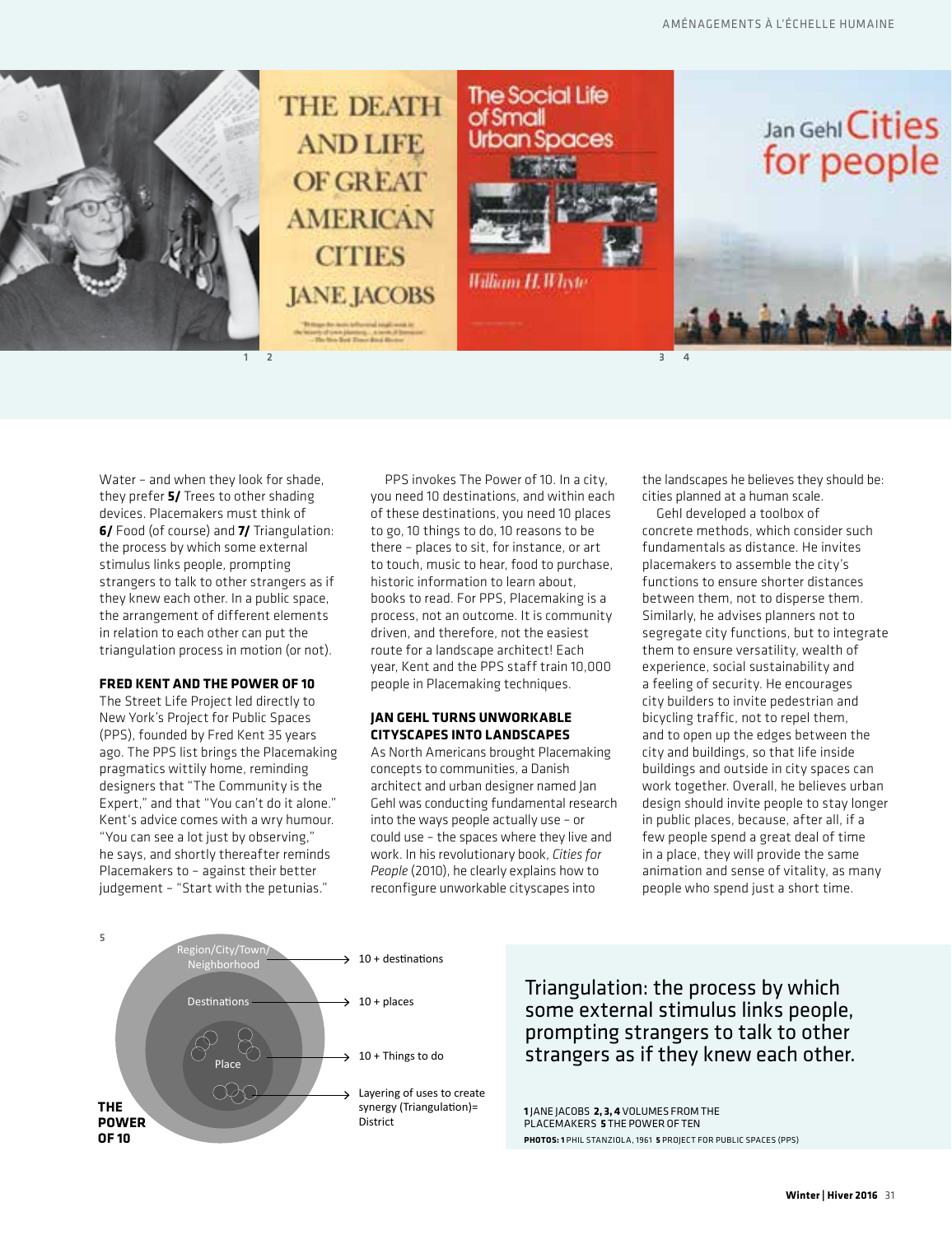Water – and when they look for shade, they prefer **5/** Trees to other shading devices. Placemakers must think of **6/** Food (of course) and **7/** Triangulation: the process by which some external stimulus links people, prompting strangers to talk to other strangers as if they knew each other. In a public space, the arrangement of different elements in relation to each other can put the triangulation process in motion (or not).

### FRED KENT AND THE POWER OF 10

The Street Life Project led directly to New York's Project for Public Spaces (PPS), founded by Fred Kent 35 years ago. The PPS list brings the Placemaking pragmatics wittily home, reminding designers that "The Community is the Expert," and that "You can't do it alone." Kent's advice comes with a wry humour. "You can see a lot just by observing," he says, and shortly thereafter reminds Placemakers to – against their better judgement – "Start with the petunias."

PPS invokes The Power of 10. In a city, you need 10 destinations, and within each of these destinations, you need 10 places to go, 10 things to do, 10 reasons to be there – places to sit, for instance, or art to touch, music to hear, food to purchase, historic information to learn about, books to read. For PPS, Placemaking is a process, not an outcome. It is community driven, and therefore, not the easiest route for a landscape architect! Each year, Kent and the PPS staff train 10,000 people in Placemaking techniques.

### JAN GEHL TURNS UNWORKABLE CITYSCAPES INTO LANDSCAPES

As North Americans brought Placemaking concepts to communities, a Danish architect and urban designer named Jan Gehl was conducting fundamental research into the ways people actually use – or could use – the spaces where they live and work. In his revolutionary book, *Cities for People* (2010), he clearly explains how to reconfigure unworkable cityscapes into the landscapes he believes they should be: cities planned at a human scale.

Gehl developed a toolbox of concrete methods, which consider such fundamentals as distance. He invites placemakers to assemble the city's functions to ensure shorter distances between them, not to disperse them. Similarly, he advises planners not to segregate city functions, but to integrate them to ensure versatility, wealth of experience, social sustainability and a feeling of security. He encourages city builders to invite pedestrian and bicycling traffic, not to repel them, and to open up the edges between the city and buildings, so that life inside buildings and outside in city spaces can work together. Overall, he believes urban design should invite people to stay longer in public places, because, after all, if a few people spend a great deal of time in a place, they will provide the same animation and sense of vitality, as many people who spend just a short time.

THE POWER OF 10

- Region/City/Town/Neighborhood → 10 + destinations
- Destinations → 10 + places
- Place → 10 + Things to do
- Layering of uses to create synergy (Triangulation)= District

> Triangulation: the process by which some external stimulus links people, prompting strangers to talk to other strangers as if they knew each other.

**1** JANE JACOBS **2, 3, 4** VOLUMES FROM THE PLACEMAKERS **5** THE POWER OF TEN

**PHOTOS: 1** PHIL STANZIOLA, 1961 **5** PROJECT FOR PUBLIC SPACES (PPS)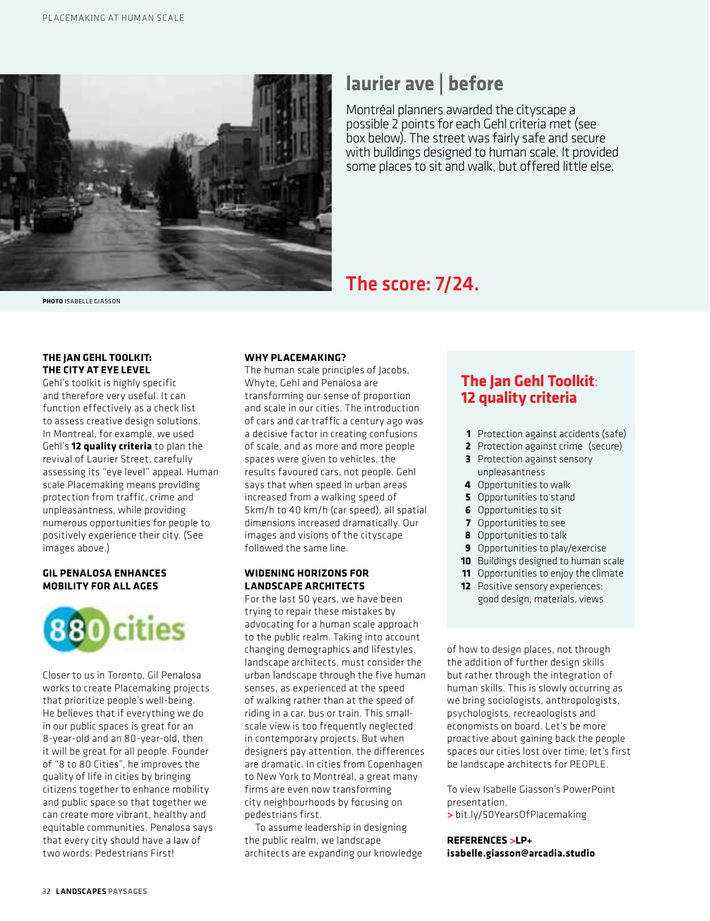## laurier ave | before

Montréal planners awarded the cityscape a possible 2 points for each Gehl criteria met (see box below). The street was fairly safe and secure with buildings designed to human scale. It provided some places to sit and walk, but offered little else.

## The score: 7/24.

**PHOTO** ISABELLE GIASSON

### THE JAN GEHL TOOLKIT: THE CITY AT EYE LEVEL

Gehl's toolkit is highly specific and therefore very useful. It can function effectively as a check list to assess creative design solutions. In Montreal, for example, we used Gehl's **12 quality criteria** to plan the revival of Laurier Street, carefully assessing its "eye level" appeal. Human scale Placemaking means providing protection from traffic, crime and unpleasantness, while providing numerous opportunities for people to positively experience their city. (See images above.)

### GIL PENALOSA ENHANCES MOBILITY FOR ALL AGES

880 cities

Closer to us in Toronto, Gil Penalosa works to create Placemaking projects that prioritize people's well-being. He believes that if everything we do in our public spaces is great for an 8-year-old and an 80-year-old, then it will be great for all people. Founder of "8 to 80 Cities", he improves the quality of life in cities by bringing citizens together to enhance mobility and public space so that together we can create more vibrant, healthy and equitable communities. Penalosa says that every city should have a law of two words: Pedestrians First!

### WHY PLACEMAKING?

The human scale principles of Jacobs, Whyte, Gehl and Penalosa are transforming our sense of proportion and scale in our cities. The introduction of cars and car traffic a century ago was a decisive factor in creating confusions of scale, and as more and more people spaces were given to vehicles, the results favoured cars, not people. Gehl says that when speed in urban areas increased from a walking speed of 5km/h to 40 km/h (car speed), all spatial dimensions increased dramatically. Our images and visions of the cityscape followed the same line.

### WIDENING HORIZONS FOR LANDSCAPE ARCHITECTS

For the last 50 years, we have been trying to repair these mistakes by advocating for a human scale approach to the public realm. Taking into account changing demographics and lifestyles, landscape architects, must consider the urban landscape through the five human senses, as experienced at the speed of walking rather than at the speed of riding in a car, bus or train. This small-scale view is too frequently neglected in contemporary projects. But when designers pay attention, the differences are dramatic. In cities from Copenhagen to New York to Montréal, a great many firms are even now transforming city neighbourhoods by focusing on pedestrians first.

To assume leadership in designing the public realm, we landscape architects are expanding our knowledge of how to design places, not through the addition of further design skills but rather through the integration of human skills. This is slowly occurring as we bring sociologists, anthropologists, psychologists, recreaologists and economists on board. Let's be more proactive about gaining back the people spaces our cities lost over time; let's first be landscape architects for PEOPLE.

To view Isabelle Giasson's PowerPoint presentation,
> bit.ly/50YearsOfPlacemaking

**REFERENCES >LP+**
**isabelle.giasson@arcadia.studio**

### The Jan Gehl Toolkit: 12 quality criteria

1. Protection against accidents (safe)
2. Protection against crime (secure)
3. Protection against sensory unpleasantness
4. Opportunities to walk
5. Opportunities to stand
6. Opportunities to sit
7. Opportunities to see
8. Opportunities to talk
9. Opportunities to play/exercise
10. Buildings designed to human scale
11. Opportunities to enjoy the climate
12. Positive sensory experiences: good design, materials, views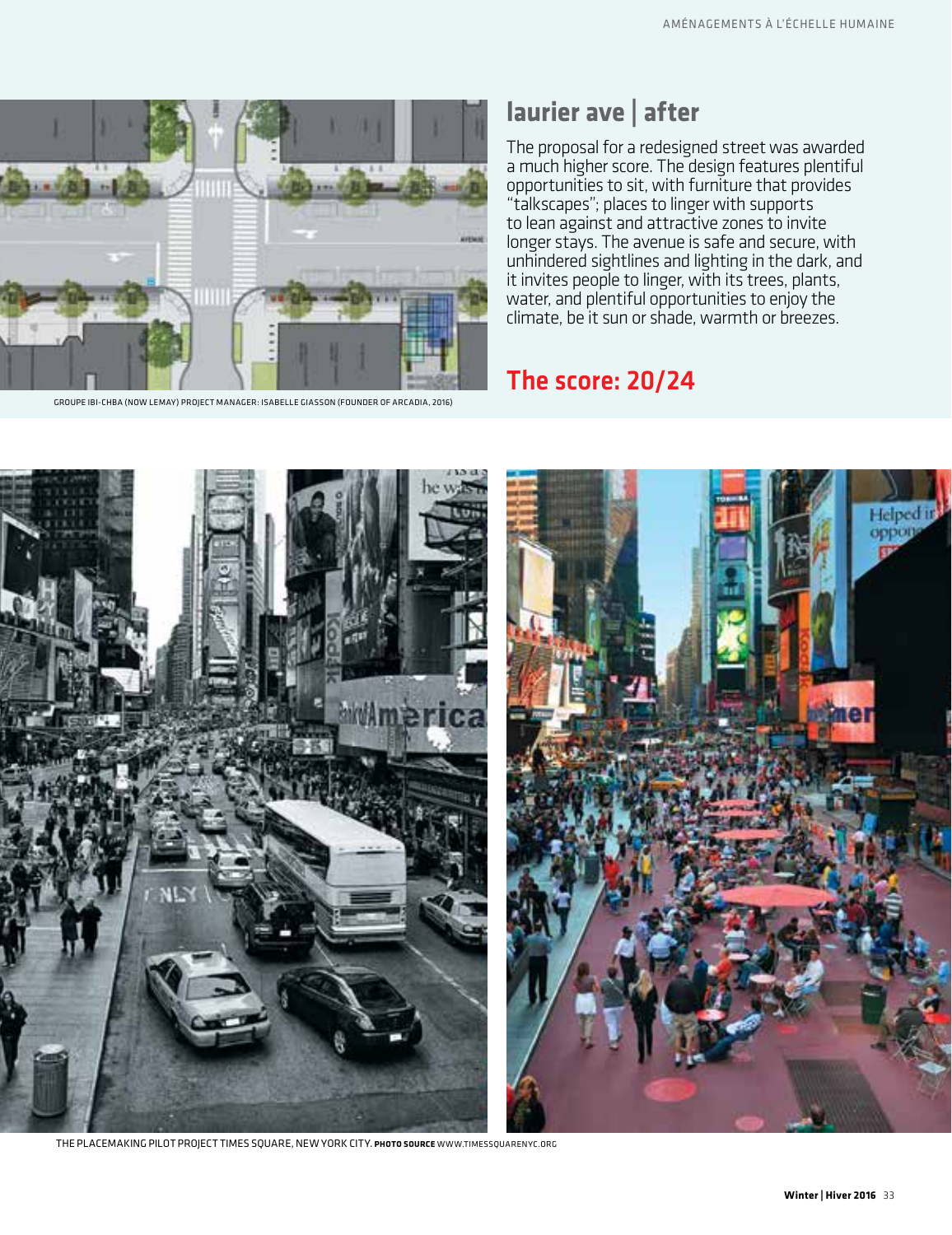GROUPE IBI-CHBA (NOW LEMAY) PROJECT MANAGER: ISABELLE GIASSON (FOUNDER OF ARCADIA, 2016)

## laurier ave | after

The proposal for a redesigned street was awarded a much higher score. The design features plentiful opportunities to sit, with furniture that provides "talkscapes"; places to linger with supports to lean against and attractive zones to invite longer stays. The avenue is safe and secure, with unhindered sightlines and lighting in the dark, and it invites people to linger, with its trees, plants, water, and plentiful opportunities to enjoy the climate, be it sun or shade, warmth or breezes.

## The score: 20/24

THE PLACEMAKING PILOT PROJECT TIMES SQUARE, NEW YORK CITY. **PHOTO SOURCE** WWW.TIMESSQUARENYC.ORG